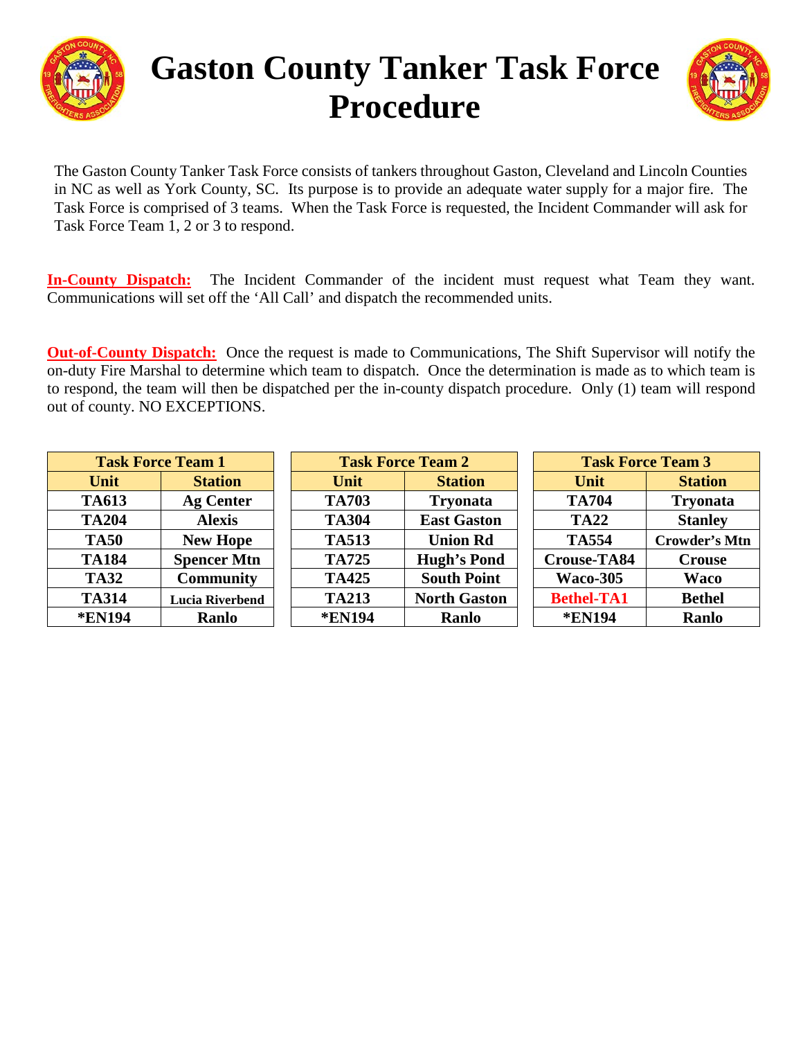# Gaston County Tanker Task Force Procedure

The Gaston County Tanker Task Force consists of tankers throughout Gaston, Cleveland and Lincoln Counties in NC as well as York County, SC. Its purpose is to provide an adequate water supply for a major fire. The Task Force is comprised of 3 teams. When the Task Force is requested, the Incident Commander will ask for Task Force Team 1, 2 or 3 to respond.

**In-County Dispatch:** The Incident Commander of the incident must request what Team they want. Communications will set off the 'All Call' and dispatch the recommended units.

**Out-of-County Dispatch:** Once the request is made to Communications, The Shift Supervisor will notify the on-duty Fire Marshal to determine which team to dispatch. Once the determination is made as to which team is to respond, the team will then be dispatched per the in-county dispatch procedure. Only (1) team will respond out of county. NO EXCEPTIONS.

| Task Force Team 1 | |
|---|---|
| **Unit** | **Station** |
| TA613 | Ag Center |
| TA204 | Alexis |
| TA50 | New Hope |
| TA184 | Spencer Mtn |
| TA32 | Community |
| TA314 | Lucia Riverbend |
| *EN194 | Ranlo |

| Task Force Team 2 | |
|---|---|
| **Unit** | **Station** |
| TA703 | Tryonata |
| TA304 | East Gaston |
| TA513 | Union Rd |
| TA725 | Hugh's Pond |
| TA425 | South Point |
| TA213 | North Gaston |
| *EN194 | Ranlo |

| Task Force Team 3 | |
|---|---|
| **Unit** | **Station** |
| TA704 | Tryonata |
| TA22 | Stanley |
| TA554 | Crowder's Mtn |
| Crouse-TA84 | Crouse |
| Waco-305 | Waco |
| Bethel-TA1 | Bethel |
| *EN194 | Ranlo |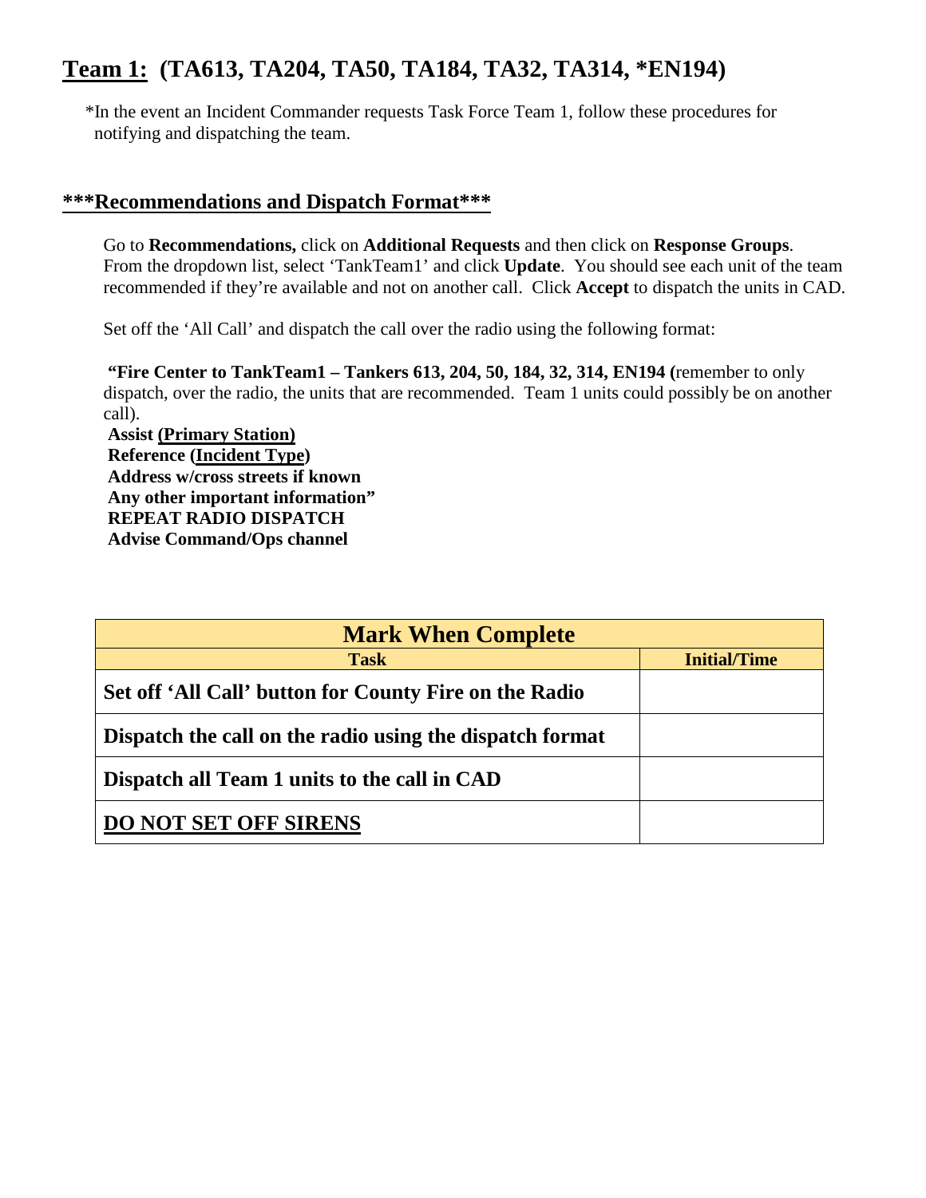## **Team 1:** (TA613, TA204, TA50, TA184, TA32, TA314, *EN194)

*In the event an Incident Commander requests Task Force Team 1, follow these procedures for notifying and dispatching the team.

### ***Recommendations and Dispatch Format***

Go to **Recommendations,** click on **Additional Requests** and then click on **Response Groups**. From the dropdown list, select 'TankTeam1' and click **Update**. You should see each unit of the team recommended if they're available and not on another call. Click **Accept** to dispatch the units in CAD.

Set off the 'All Call' and dispatch the call over the radio using the following format:

**"Fire Center to TankTeam1 – Tankers 613, 204, 50, 184, 32, 314, EN194 (**remember to only dispatch, over the radio, the units that are recommended. Team 1 units could possibly be on another call).
**Assist (Primary Station)**
**Reference (Incident Type)**
**Address w/cross streets if known**
**Any other important information"**
**REPEAT RADIO DISPATCH**
**Advise Command/Ops channel**

| **Mark When Complete** | |
|---|---|
| **Task** | **Initial/Time** |
| **Set off 'All Call' button for County Fire on the Radio** | |
| **Dispatch the call on the radio using the dispatch format** | |
| **Dispatch all Team 1 units to the call in CAD** | |
| **DO NOT SET OFF SIRENS** | |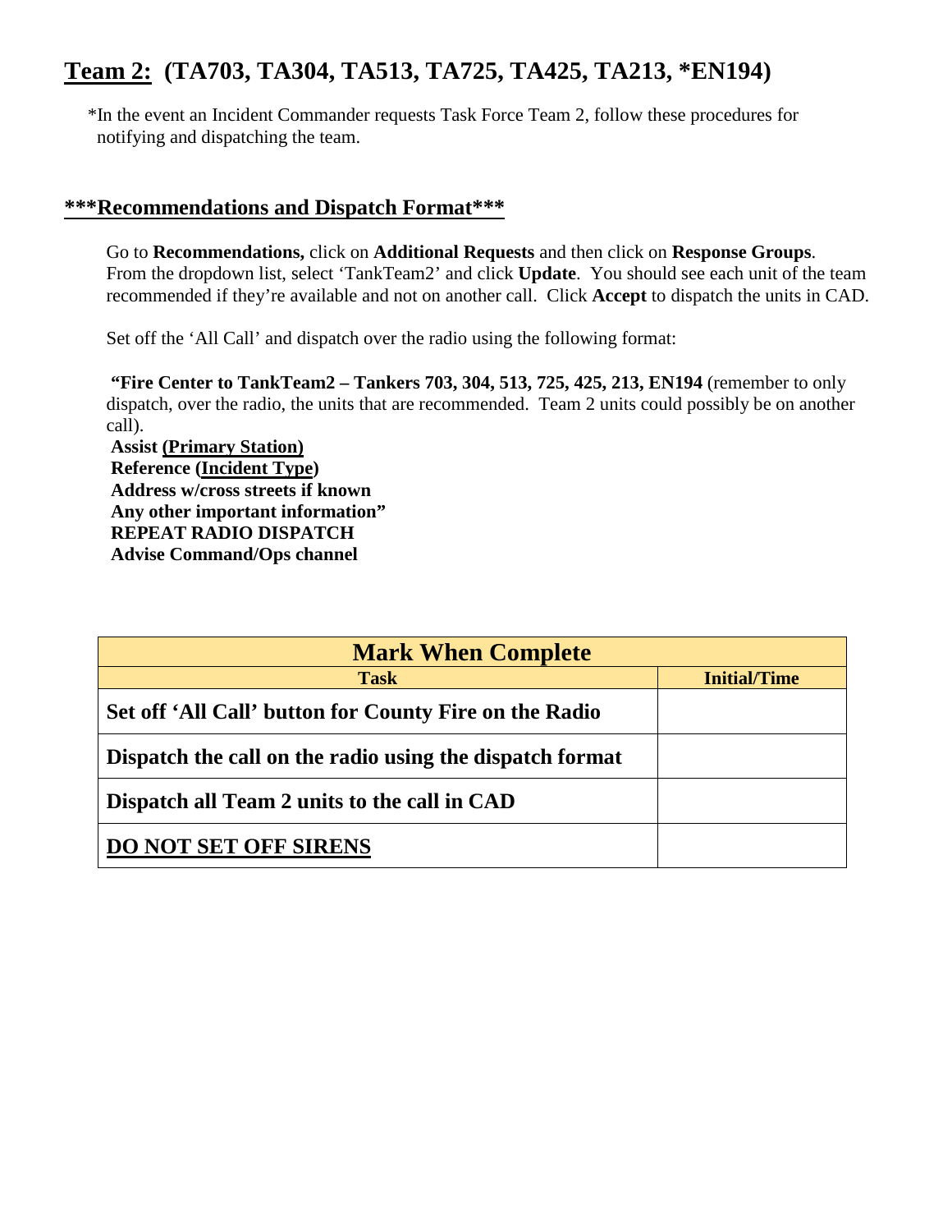## <u>Team 2:</u> (TA703, TA304, TA513, TA725, TA425, TA213, *EN194)

*In the event an Incident Commander requests Task Force Team 2, follow these procedures for notifying and dispatching the team.

### <u>***Recommendations and Dispatch Format***</u>

Go to **Recommendations,** click on **Additional Requests** and then click on **Response Groups**. From the dropdown list, select 'TankTeam2' and click **Update**. You should see each unit of the team recommended if they're available and not on another call. Click **Accept** to dispatch the units in CAD.

Set off the 'All Call' and dispatch over the radio using the following format:

**"Fire Center to TankTeam2 – Tankers 703, 304, 513, 725, 425, 213, EN194** (remember to only dispatch, over the radio, the units that are recommended. Team 2 units could possibly be on another call).
**Assist <u>(Primary Station)</u>**
**Reference (<u>Incident Type</u>)**
**Address w/cross streets if known**
**Any other important information"**
**REPEAT RADIO DISPATCH**
**Advise Command/Ops channel**

| Mark When Complete | |
|---|---|
| **Task** | **Initial/Time** |
| **Set off 'All Call' button for County Fire on the Radio** | |
| **Dispatch the call on the radio using the dispatch format** | |
| **Dispatch all Team 2 units to the call in CAD** | |
| **<u>DO NOT SET OFF SIRENS</u>** | |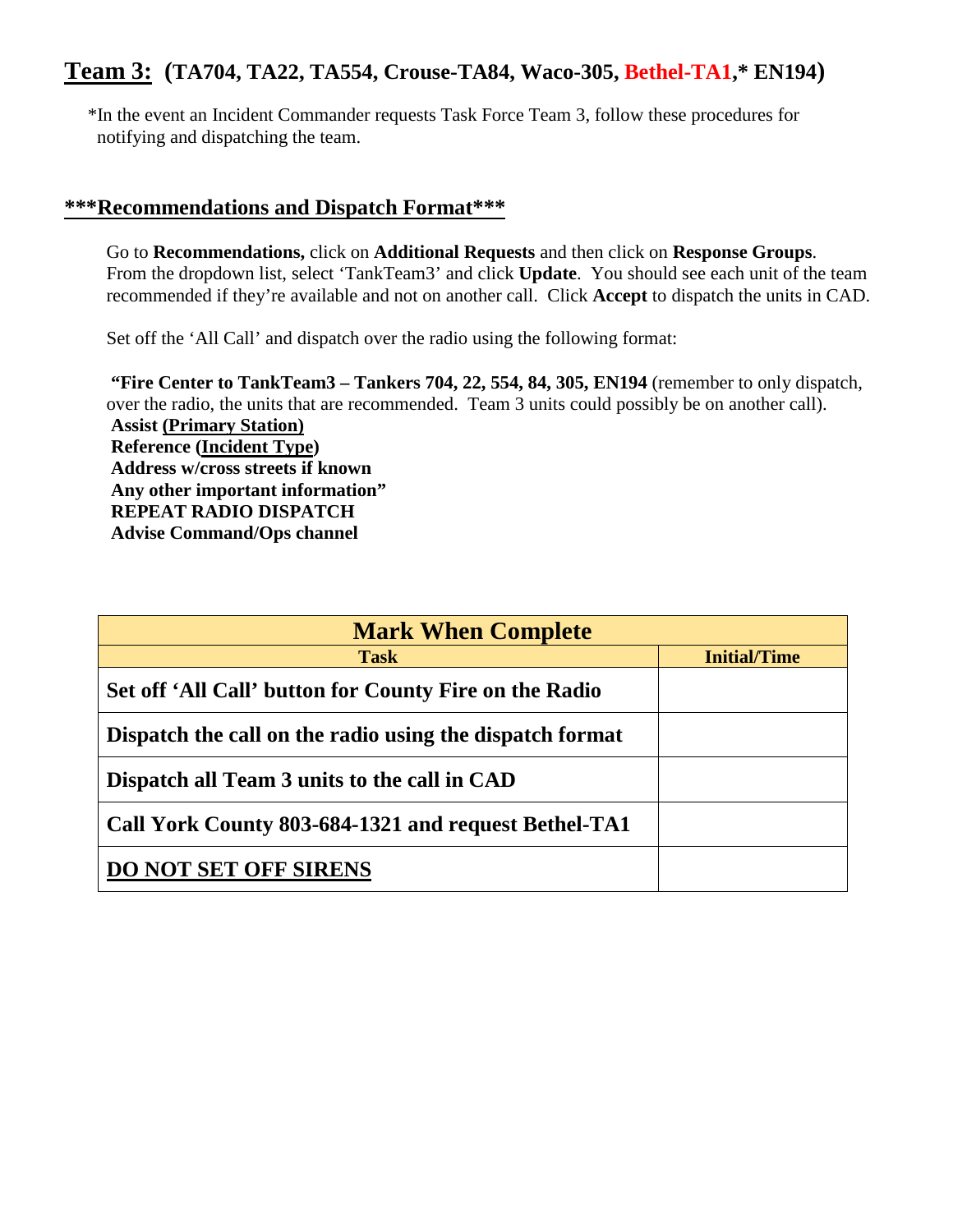## **Team 3: (TA704, TA22, TA554, Crouse-TA84, Waco-305, Bethel-TA1,* EN194)**

*In the event an Incident Commander requests Task Force Team 3, follow these procedures for notifying and dispatching the team.

### ***Recommendations and Dispatch Format***

Go to **Recommendations,** click on **Additional Requests** and then click on **Response Groups**. From the dropdown list, select 'TankTeam3' and click **Update**. You should see each unit of the team recommended if they're available and not on another call. Click **Accept** to dispatch the units in CAD.

Set off the 'All Call' and dispatch over the radio using the following format:

**"Fire Center to TankTeam3 – Tankers 704, 22, 554, 84, 305, EN194** (remember to only dispatch, over the radio, the units that are recommended. Team 3 units could possibly be on another call).
**Assist (Primary Station)**
**Reference (Incident Type)**
**Address w/cross streets if known**
**Any other important information"**
**REPEAT RADIO DISPATCH**
**Advise Command/Ops channel**

| **Mark When Complete** | |
|---|---|
| **Task** | **Initial/Time** |
| **Set off 'All Call' button for County Fire on the Radio** | |
| **Dispatch the call on the radio using the dispatch format** | |
| **Dispatch all Team 3 units to the call in CAD** | |
| **Call York County 803-684-1321 and request Bethel-TA1** | |
| **DO NOT SET OFF SIRENS** | |